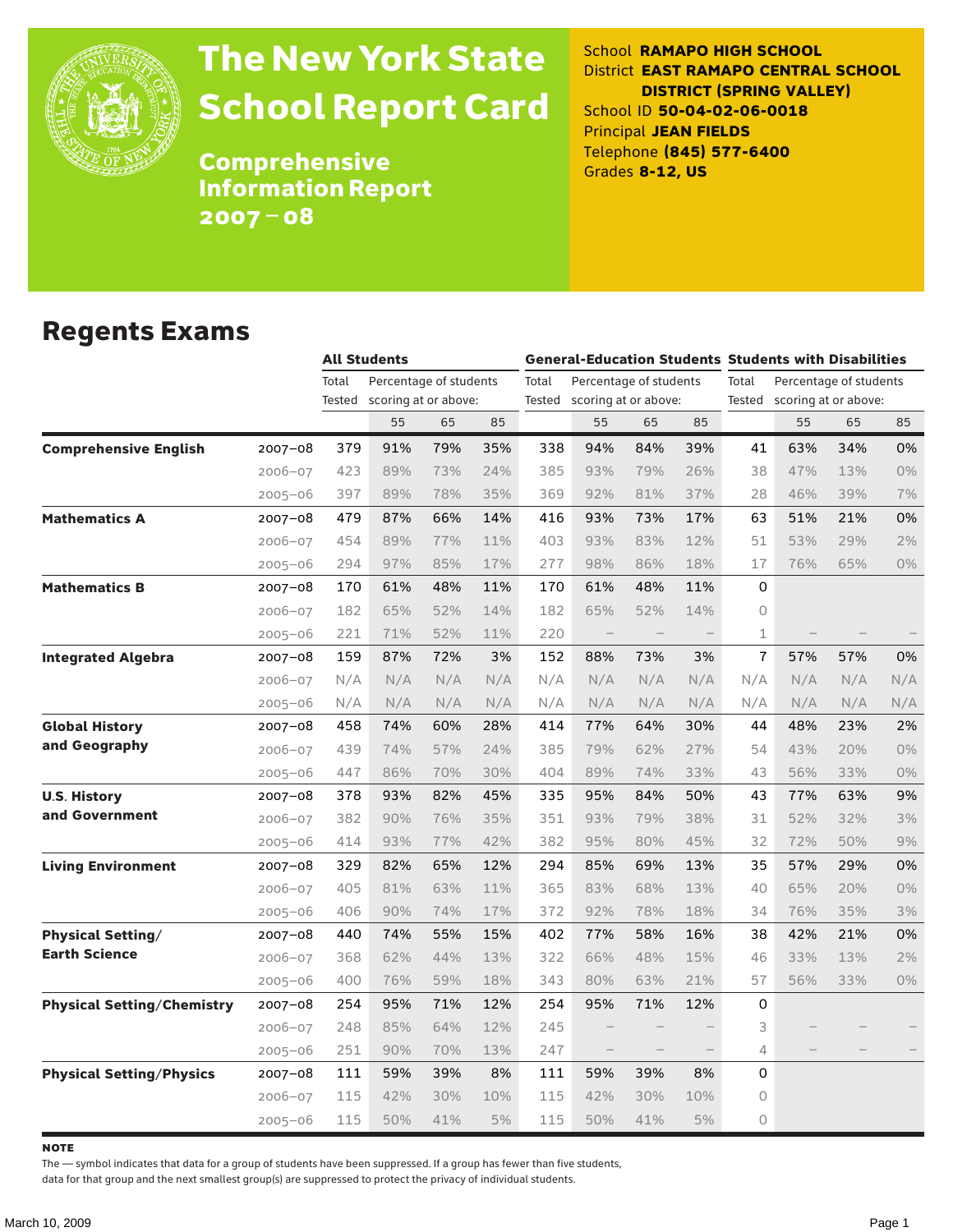# The New York State School Report Card

## Comprehensive Information Report 2007 – 08

School **RAMAPO HIGH SCHOOL**
District **EAST RAMAPO CENTRAL SCHOOL DISTRICT (SPRING VALLEY)**
School ID **50-04-02-06-0018**
Principal **JEAN FIELDS**
Telephone **(845) 577-6400**
Grades **8-12, US**

## Regents Exams

| | | All Students | | | | General-Education Students | | | | Students with Disabilities | | | |
|---|---|---|---|---|---|---|---|---|---|---|---|---|---|
| | | Total Tested | Percentage of students scoring at or above: | | | Total Tested | Percentage of students scoring at or above: | | | Total Tested | Percentage of students scoring at or above: | | |
| | | | 55 | 65 | 85 | | 55 | 65 | 85 | | 55 | 65 | 85 |
| **Comprehensive English** | 2007–08 | 379 | 91% | 79% | 35% | 338 | 94% | 84% | 39% | 41 | 63% | 34% | 0% |
| | 2006–07 | 423 | 89% | 73% | 24% | 385 | 93% | 79% | 26% | 38 | 47% | 13% | 0% |
| | 2005–06 | 397 | 89% | 78% | 35% | 369 | 92% | 81% | 37% | 28 | 46% | 39% | 7% |
| **Mathematics A** | 2007–08 | 479 | 87% | 66% | 14% | 416 | 93% | 73% | 17% | 63 | 51% | 21% | 0% |
| | 2006–07 | 454 | 89% | 77% | 11% | 403 | 93% | 83% | 12% | 51 | 53% | 29% | 2% |
| | 2005–06 | 294 | 97% | 85% | 17% | 277 | 98% | 86% | 18% | 17 | 76% | 65% | 0% |
| **Mathematics B** | 2007–08 | 170 | 61% | 48% | 11% | 170 | 61% | 48% | 11% | 0 | | | |
| | 2006–07 | 182 | 65% | 52% | 14% | 182 | 65% | 52% | 14% | 0 | | | |
| | 2005–06 | 221 | 71% | 52% | 11% | 220 | – | – | – | 1 | – | – | – |
| **Integrated Algebra** | 2007–08 | 159 | 87% | 72% | 3% | 152 | 88% | 73% | 3% | 7 | 57% | 57% | 0% |
| | 2006–07 | N/A | N/A | N/A | N/A | N/A | N/A | N/A | N/A | N/A | N/A | N/A | N/A |
| | 2005–06 | N/A | N/A | N/A | N/A | N/A | N/A | N/A | N/A | N/A | N/A | N/A | N/A |
| **Global History and Geography** | 2007–08 | 458 | 74% | 60% | 28% | 414 | 77% | 64% | 30% | 44 | 48% | 23% | 2% |
| | 2006–07 | 439 | 74% | 57% | 24% | 385 | 79% | 62% | 27% | 54 | 43% | 20% | 0% |
| | 2005–06 | 447 | 86% | 70% | 30% | 404 | 89% | 74% | 33% | 43 | 56% | 33% | 0% |
| **U.S. History and Government** | 2007–08 | 378 | 93% | 82% | 45% | 335 | 95% | 84% | 50% | 43 | 77% | 63% | 9% |
| | 2006–07 | 382 | 90% | 76% | 35% | 351 | 93% | 79% | 38% | 31 | 52% | 32% | 3% |
| | 2005–06 | 414 | 93% | 77% | 42% | 382 | 95% | 80% | 45% | 32 | 72% | 50% | 9% |
| **Living Environment** | 2007–08 | 329 | 82% | 65% | 12% | 294 | 85% | 69% | 13% | 35 | 57% | 29% | 0% |
| | 2006–07 | 405 | 81% | 63% | 11% | 365 | 83% | 68% | 13% | 40 | 65% | 20% | 0% |
| | 2005–06 | 406 | 90% | 74% | 17% | 372 | 92% | 78% | 18% | 34 | 76% | 35% | 3% |
| **Physical Setting/ Earth Science** | 2007–08 | 440 | 74% | 55% | 15% | 402 | 77% | 58% | 16% | 38 | 42% | 21% | 0% |
| | 2006–07 | 368 | 62% | 44% | 13% | 322 | 66% | 48% | 15% | 46 | 33% | 13% | 2% |
| | 2005–06 | 400 | 76% | 59% | 18% | 343 | 80% | 63% | 21% | 57 | 56% | 33% | 0% |
| **Physical Setting/Chemistry** | 2007–08 | 254 | 95% | 71% | 12% | 254 | 95% | 71% | 12% | 0 | | | |
| | 2006–07 | 248 | 85% | 64% | 12% | 245 | – | – | – | 3 | – | – | – |
| | 2005–06 | 251 | 90% | 70% | 13% | 247 | – | – | – | 4 | – | – | – |
| **Physical Setting/Physics** | 2007–08 | 111 | 59% | 39% | 8% | 111 | 59% | 39% | 8% | 0 | | | |
| | 2006–07 | 115 | 42% | 30% | 10% | 115 | 42% | 30% | 10% | 0 | | | |
| | 2005–06 | 115 | 50% | 41% | 5% | 115 | 50% | 41% | 5% | 0 | | | |

**NOTE**

The — symbol indicates that data for a group of students have been suppressed. If a group has fewer than five students, data for that group and the next smallest group(s) are suppressed to protect the privacy of individual students.

March 10, 2009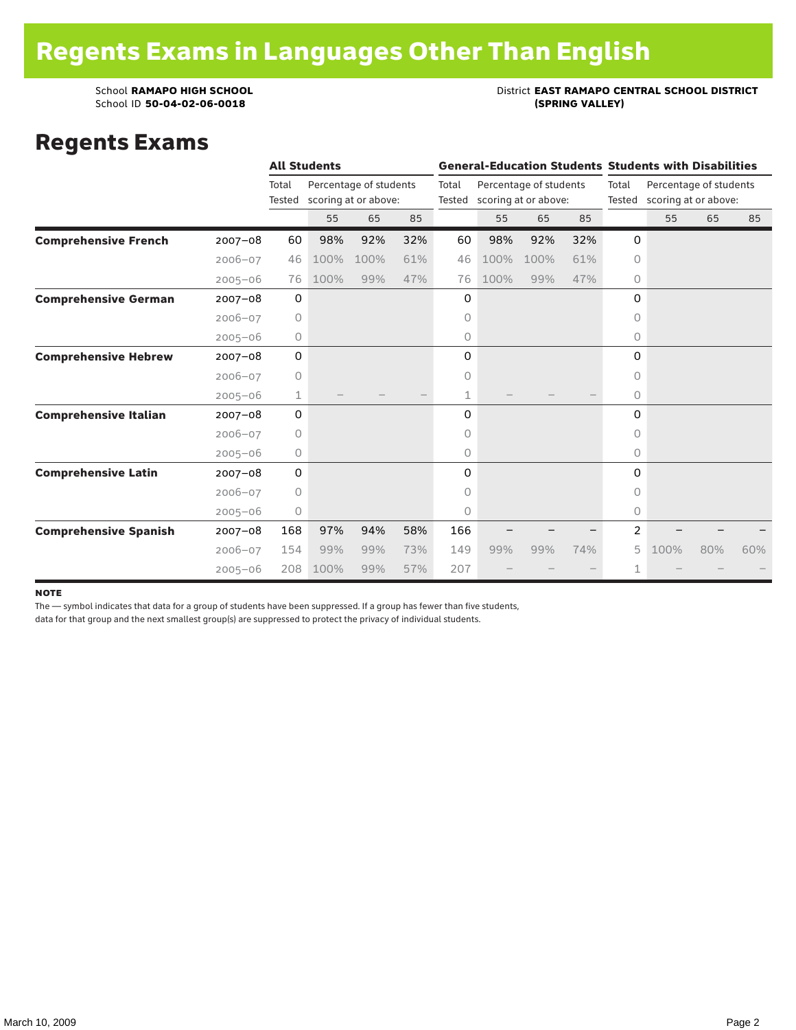# Regents Exams in Languages Other Than English

School **RAMAPO HIGH SCHOOL**
School ID **50-04-02-06-0018**

District **EAST RAMAPO CENTRAL SCHOOL DISTRICT (SPRING VALLEY)**

## Regents Exams

| | | All Students | | | | General-Education Students | | | | Students with Disabilities | | | |
|---|---|---|---|---|---|---|---|---|---|---|---|---|---|
| | | Total Tested | Percentage of students scoring at or above: | | | Total Tested | Percentage of students scoring at or above: | | | Total Tested | Percentage of students scoring at or above: | | |
| | | | 55 | 65 | 85 | | 55 | 65 | 85 | | 55 | 65 | 85 |
| **Comprehensive French** | 2007–08 | 60 | 98% | 92% | 32% | 60 | 98% | 92% | 32% | 0 | | | |
| | 2006–07 | 46 | 100% | 100% | 61% | 46 | 100% | 100% | 61% | 0 | | | |
| | 2005–06 | 76 | 100% | 99% | 47% | 76 | 100% | 99% | 47% | 0 | | | |
| **Comprehensive German** | 2007–08 | 0 | | | | 0 | | | | 0 | | | |
| | 2006–07 | 0 | | | | 0 | | | | 0 | | | |
| | 2005–06 | 0 | | | | 0 | | | | 0 | | | |
| **Comprehensive Hebrew** | 2007–08 | 0 | | | | 0 | | | | 0 | | | |
| | 2006–07 | 0 | | | | 0 | | | | 0 | | | |
| | 2005–06 | 1 | – | – | – | 1 | – | – | – | 0 | | | |
| **Comprehensive Italian** | 2007–08 | 0 | | | | 0 | | | | 0 | | | |
| | 2006–07 | 0 | | | | 0 | | | | 0 | | | |
| | 2005–06 | 0 | | | | 0 | | | | 0 | | | |
| **Comprehensive Latin** | 2007–08 | 0 | | | | 0 | | | | 0 | | | |
| | 2006–07 | 0 | | | | 0 | | | | 0 | | | |
| | 2005–06 | 0 | | | | 0 | | | | 0 | | | |
| **Comprehensive Spanish** | 2007–08 | 168 | 97% | 94% | 58% | 166 | – | – | – | 2 | – | – | – |
| | 2006–07 | 154 | 99% | 99% | 73% | 149 | 99% | 99% | 74% | 5 | 100% | 80% | 60% |
| | 2005–06 | 208 | 100% | 99% | 57% | 207 | – | – | – | 1 | – | – | – |

**NOTE**

The — symbol indicates that data for a group of students have been suppressed. If a group has fewer than five students, data for that group and the next smallest group(s) are suppressed to protect the privacy of individual students.

March 10, 2009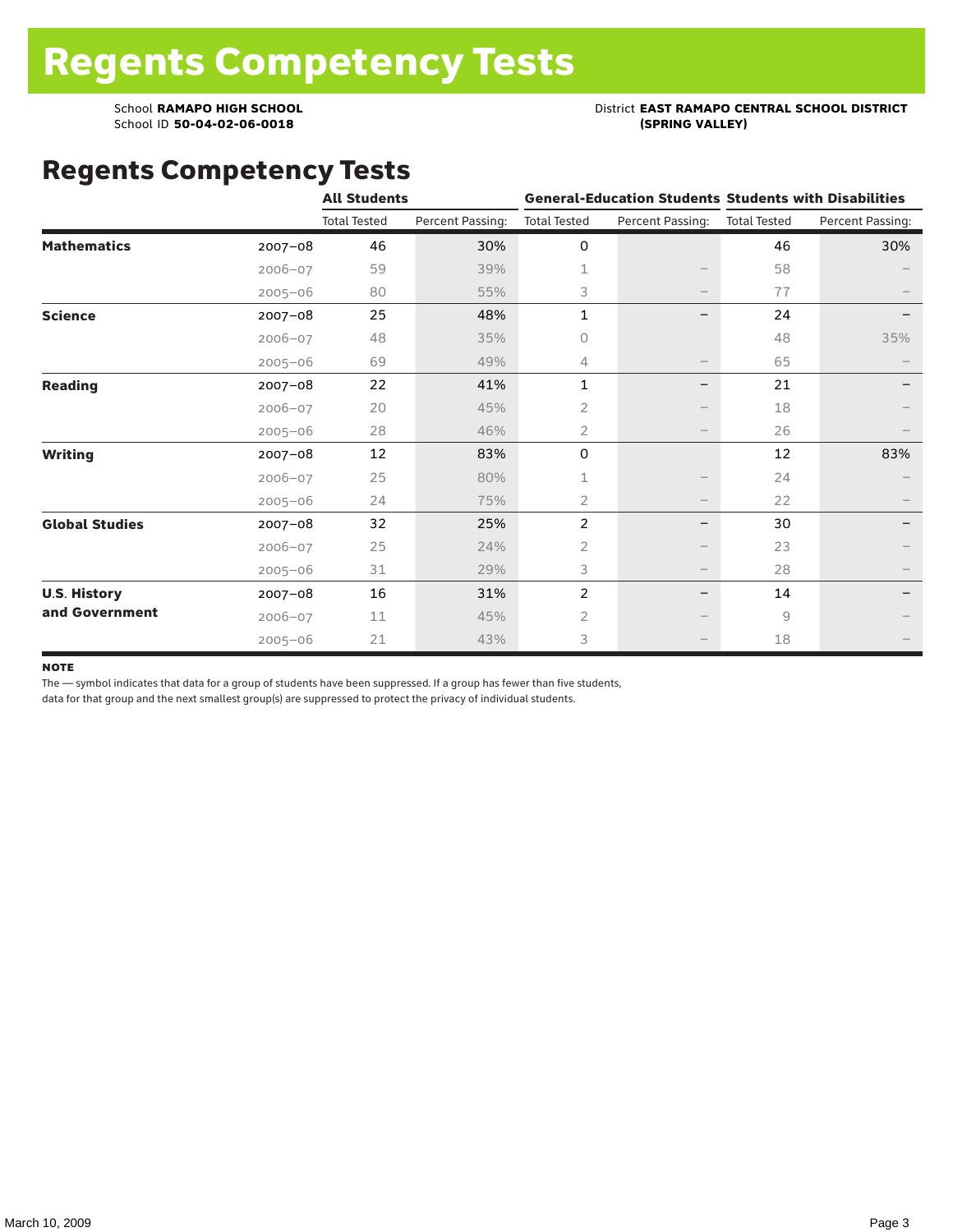# Regents Competency Tests

School **RAMAPO HIGH SCHOOL**
School ID **50-04-02-06-0018**

District **EAST RAMAPO CENTRAL SCHOOL DISTRICT (SPRING VALLEY)**

## Regents Competency Tests

| | | All Students | | General-Education Students | | Students with Disabilities | |
|---|---|---|---|---|---|---|---|
| | | Total Tested | Percent Passing: | Total Tested | Percent Passing: | Total Tested | Percent Passing: |
| **Mathematics** | 2007–08 | 46 | 30% | 0 | | 46 | 30% |
| | 2006–07 | 59 | 39% | 1 | – | 58 | – |
| | 2005–06 | 80 | 55% | 3 | – | 77 | – |
| **Science** | 2007–08 | 25 | 48% | 1 | – | 24 | – |
| | 2006–07 | 48 | 35% | 0 | | 48 | 35% |
| | 2005–06 | 69 | 49% | 4 | – | 65 | – |
| **Reading** | 2007–08 | 22 | 41% | 1 | – | 21 | – |
| | 2006–07 | 20 | 45% | 2 | – | 18 | – |
| | 2005–06 | 28 | 46% | 2 | – | 26 | – |
| **Writing** | 2007–08 | 12 | 83% | 0 | | 12 | 83% |
| | 2006–07 | 25 | 80% | 1 | – | 24 | – |
| | 2005–06 | 24 | 75% | 2 | – | 22 | – |
| **Global Studies** | 2007–08 | 32 | 25% | 2 | – | 30 | – |
| | 2006–07 | 25 | 24% | 2 | – | 23 | – |
| | 2005–06 | 31 | 29% | 3 | – | 28 | – |
| **U.S. History and Government** | 2007–08 | 16 | 31% | 2 | – | 14 | – |
| | 2006–07 | 11 | 45% | 2 | – | 9 | – |
| | 2005–06 | 21 | 43% | 3 | – | 18 | – |

**NOTE**
The — symbol indicates that data for a group of students have been suppressed. If a group has fewer than five students, data for that group and the next smallest group(s) are suppressed to protect the privacy of individual students.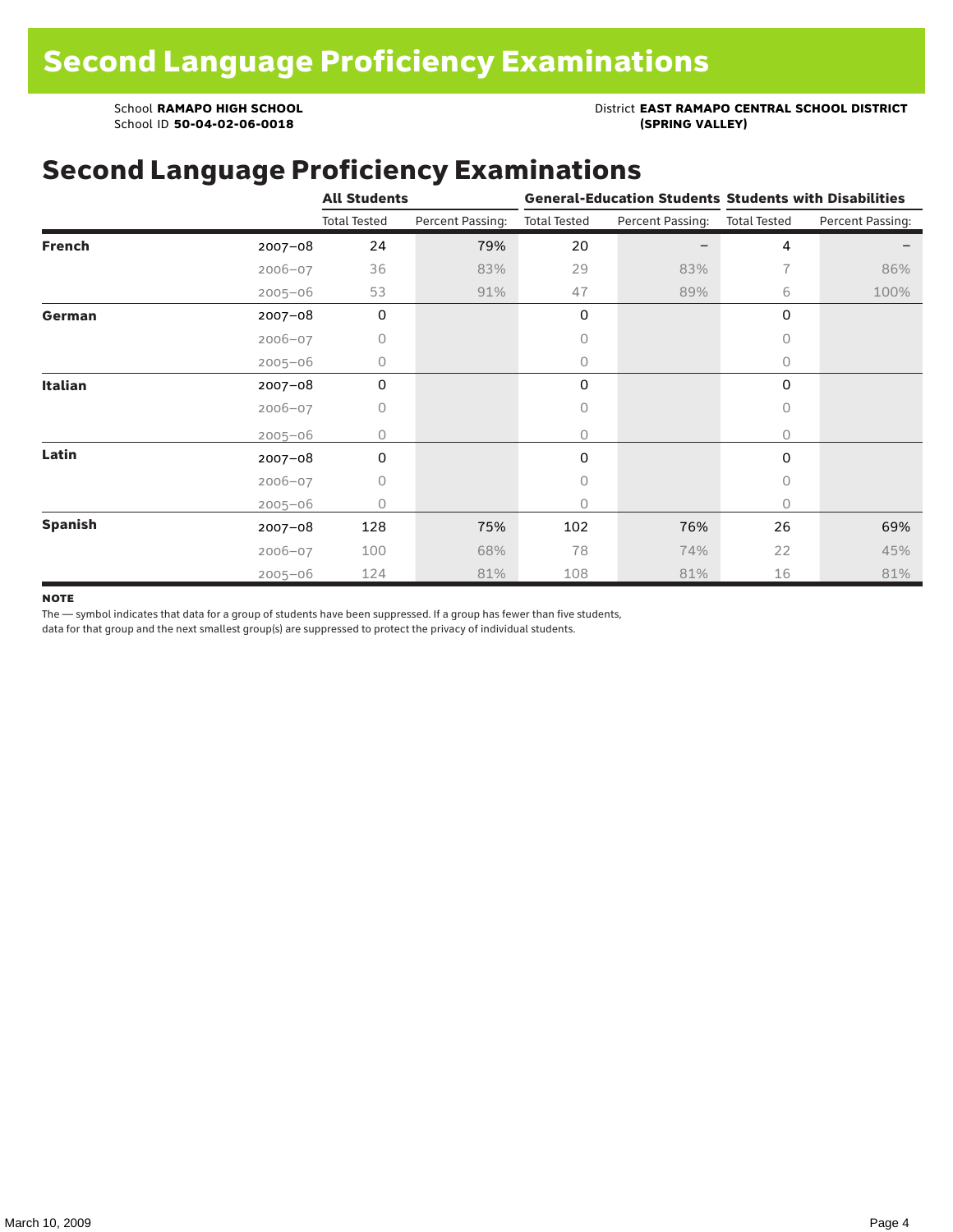# Second Language Proficiency Examinations

School **RAMAPO HIGH SCHOOL**
School ID **50-04-02-06-0018**

District **EAST RAMAPO CENTRAL SCHOOL DISTRICT (SPRING VALLEY)**

## Second Language Proficiency Examinations

| | | All Students | | General-Education Students | | Students with Disabilities | |
|---|---|---|---|---|---|---|---|
| | | Total Tested | Percent Passing: | Total Tested | Percent Passing: | Total Tested | Percent Passing: |
| **French** | 2007–08 | 24 | 79% | 20 | – | 4 | – |
| | 2006–07 | 36 | 83% | 29 | 83% | 7 | 86% |
| | 2005–06 | 53 | 91% | 47 | 89% | 6 | 100% |
| **German** | 2007–08 | 0 | | 0 | | 0 | |
| | 2006–07 | 0 | | 0 | | 0 | |
| | 2005–06 | 0 | | 0 | | 0 | |
| **Italian** | 2007–08 | 0 | | 0 | | 0 | |
| | 2006–07 | 0 | | 0 | | 0 | |
| | 2005–06 | 0 | | 0 | | 0 | |
| **Latin** | 2007–08 | 0 | | 0 | | 0 | |
| | 2006–07 | 0 | | 0 | | 0 | |
| | 2005–06 | 0 | | 0 | | 0 | |
| **Spanish** | 2007–08 | 128 | 75% | 102 | 76% | 26 | 69% |
| | 2006–07 | 100 | 68% | 78 | 74% | 22 | 45% |
| | 2005–06 | 124 | 81% | 108 | 81% | 16 | 81% |

**NOTE**

The — symbol indicates that data for a group of students have been suppressed. If a group has fewer than five students, data for that group and the next smallest group(s) are suppressed to protect the privacy of individual students.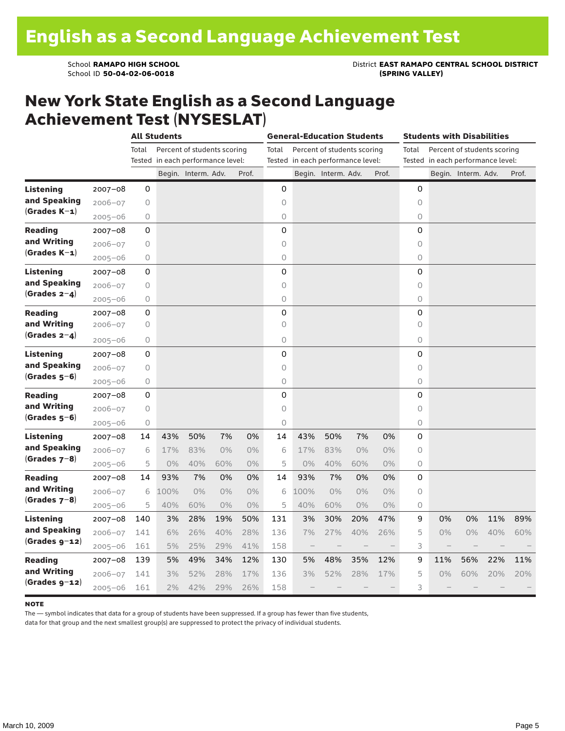# English as a Second Language Achievement Test

School **RAMAPO HIGH SCHOOL**
School ID **50-04-02-06-0018**

District **EAST RAMAPO CENTRAL SCHOOL DISTRICT (SPRING VALLEY)**

## New York State English as a Second Language Achievement Test (NYSESLAT)

| | | All Students | | | | | General-Education Students | | | | | Students with Disabilities | | | | |
|---|---|---|---|---|---|---|---|---|---|---|---|---|---|---|---|---|
| | | Total Tested | Percent of students scoring in each performance level: | | | | Total Tested | Percent of students scoring in each performance level: | | | | Total Tested | Percent of students scoring in each performance level: | | | |
| | | | Begin. | Interm. | Adv. | Prof. | | Begin. | Interm. | Adv. | Prof. | | Begin. | Interm. | Adv. | Prof. |
| **Listening and Speaking (Grades K–1)** | 2007–08 | 0 | | | | | 0 | | | | | 0 | | | | |
| | 2006–07 | 0 | | | | | 0 | | | | | 0 | | | | |
| | 2005–06 | 0 | | | | | 0 | | | | | 0 | | | | |
| **Reading and Writing (Grades K–1)** | 2007–08 | 0 | | | | | 0 | | | | | 0 | | | | |
| | 2006–07 | 0 | | | | | 0 | | | | | 0 | | | | |
| | 2005–06 | 0 | | | | | 0 | | | | | 0 | | | | |
| **Listening and Speaking (Grades 2–4)** | 2007–08 | 0 | | | | | 0 | | | | | 0 | | | | |
| | 2006–07 | 0 | | | | | 0 | | | | | 0 | | | | |
| | 2005–06 | 0 | | | | | 0 | | | | | 0 | | | | |
| **Reading and Writing (Grades 2–4)** | 2007–08 | 0 | | | | | 0 | | | | | 0 | | | | |
| | 2006–07 | 0 | | | | | 0 | | | | | 0 | | | | |
| | 2005–06 | 0 | | | | | 0 | | | | | 0 | | | | |
| **Listening and Speaking (Grades 5–6)** | 2007–08 | 0 | | | | | 0 | | | | | 0 | | | | |
| | 2006–07 | 0 | | | | | 0 | | | | | 0 | | | | |
| | 2005–06 | 0 | | | | | 0 | | | | | 0 | | | | |
| **Reading and Writing (Grades 5–6)** | 2007–08 | 0 | | | | | 0 | | | | | 0 | | | | |
| | 2006–07 | 0 | | | | | 0 | | | | | 0 | | | | |
| | 2005–06 | 0 | | | | | 0 | | | | | 0 | | | | |
| **Listening and Speaking (Grades 7–8)** | 2007–08 | 14 | 43% | 50% | 7% | 0% | 14 | 43% | 50% | 7% | 0% | 0 | | | | |
| | 2006–07 | 6 | 17% | 83% | 0% | 0% | 6 | 17% | 83% | 0% | 0% | 0 | | | | |
| | 2005–06 | 5 | 0% | 40% | 60% | 0% | 5 | 0% | 40% | 60% | 0% | 0 | | | | |
| **Reading and Writing (Grades 7–8)** | 2007–08 | 14 | 93% | 7% | 0% | 0% | 14 | 93% | 7% | 0% | 0% | 0 | | | | |
| | 2006–07 | 6 | 100% | 0% | 0% | 0% | 6 | 100% | 0% | 0% | 0% | 0 | | | | |
| | 2005–06 | 5 | 40% | 60% | 0% | 0% | 5 | 40% | 60% | 0% | 0% | 0 | | | | |
| **Listening and Speaking (Grades 9–12)** | 2007–08 | 140 | 3% | 28% | 19% | 50% | 131 | 3% | 30% | 20% | 47% | 9 | 0% | 0% | 11% | 89% |
| | 2006–07 | 141 | 6% | 26% | 40% | 28% | 136 | 7% | 27% | 40% | 26% | 5 | 0% | 0% | 40% | 60% |
| | 2005–06 | 161 | 5% | 25% | 29% | 41% | 158 | – | – | – | – | 3 | – | – | – | – |
| **Reading and Writing (Grades 9–12)** | 2007–08 | 139 | 5% | 49% | 34% | 12% | 130 | 5% | 48% | 35% | 12% | 9 | 11% | 56% | 22% | 11% |
| | 2006–07 | 141 | 3% | 52% | 28% | 17% | 136 | 3% | 52% | 28% | 17% | 5 | 0% | 60% | 20% | 20% |
| | 2005–06 | 161 | 2% | 42% | 29% | 26% | 158 | – | – | – | – | 3 | – | – | – | – |

**NOTE**

The — symbol indicates that data for a group of students have been suppressed. If a group has fewer than five students, data for that group and the next smallest group(s) are suppressed to protect the privacy of individual students.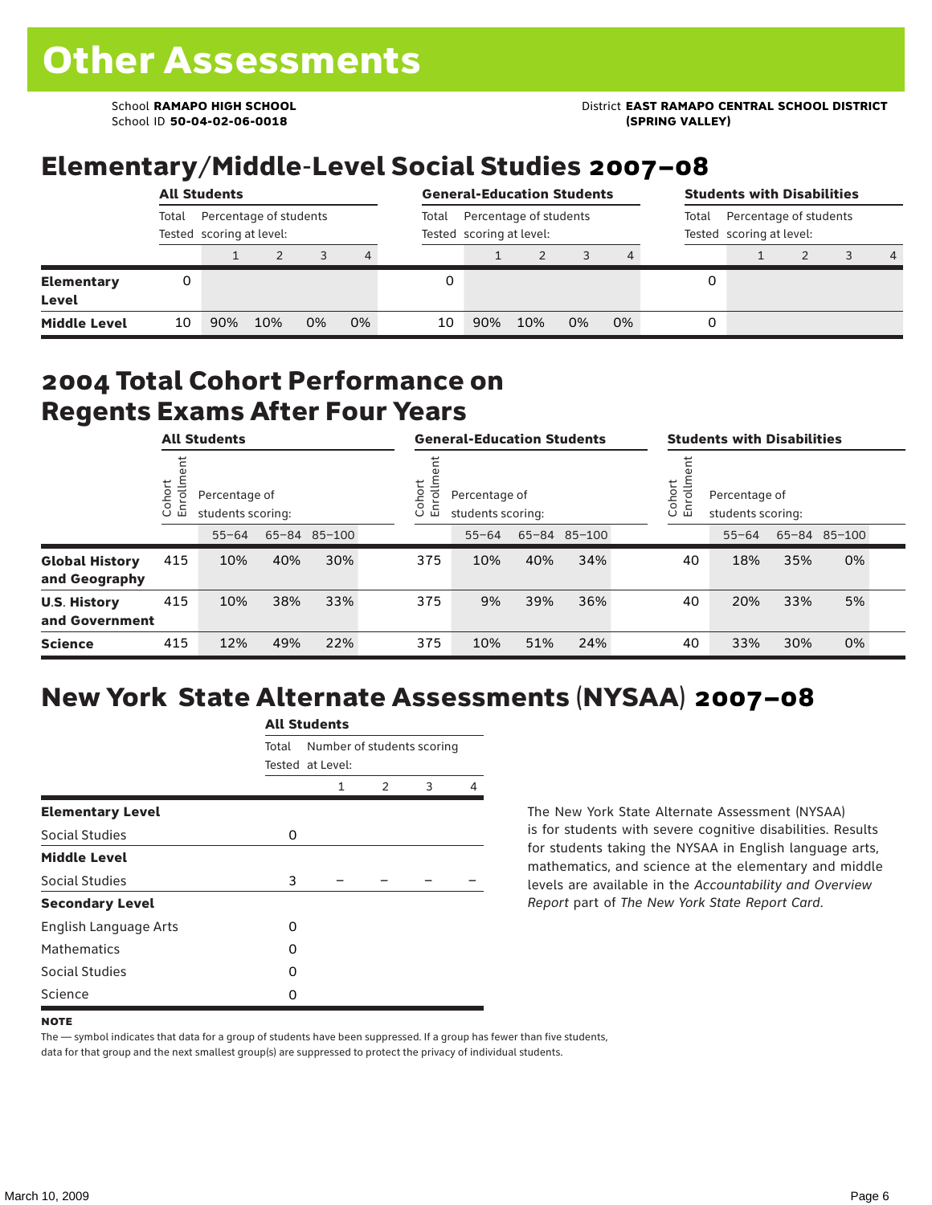# Other Assessments

School **RAMAPO HIGH SCHOOL**
School ID **50-04-02-06-0018**

District **EAST RAMAPO CENTRAL SCHOOL DISTRICT (SPRING VALLEY)**

## Elementary/Middle-Level Social Studies 2007–08

| | All Students | | | | | General-Education Students | | | | | Students with Disabilities | | | | |
|---|---|---|---|---|---|---|---|---|---|---|---|---|---|---|---|
| | Total Tested | Percentage of students scoring at level: | | | | Total Tested | Percentage of students scoring at level: | | | | Total Tested | Percentage of students scoring at level: | | | |
| | | 1 | 2 | 3 | 4 | | 1 | 2 | 3 | 4 | | 1 | 2 | 3 | 4 |
| **Elementary Level** | 0 | | | | | 0 | | | | | 0 | | | | |
| **Middle Level** | 10 | 90% | 10% | 0% | 0% | 10 | 90% | 10% | 0% | 0% | 0 | | | | |

## 2004 Total Cohort Performance on Regents Exams After Four Years

| | All Students | | | | General-Education Students | | | | Students with Disabilities | | | |
|---|---|---|---|---|---|---|---|---|---|---|---|---|
| | Cohort Enrollment | Percentage of students scoring: | | | Cohort Enrollment | Percentage of students scoring: | | | Cohort Enrollment | Percentage of students scoring: | | |
| | | 55–64 | 65–84 | 85–100 | | 55–64 | 65–84 | 85–100 | | 55–64 | 65–84 | 85–100 |
| **Global History and Geography** | 415 | 10% | 40% | 30% | 375 | 10% | 40% | 34% | 40 | 18% | 35% | 0% |
| **U.S. History and Government** | 415 | 10% | 38% | 33% | 375 | 9% | 39% | 36% | 40 | 20% | 33% | 5% |
| **Science** | 415 | 12% | 49% | 22% | 375 | 10% | 51% | 24% | 40 | 33% | 30% | 0% |

## New York State Alternate Assessments (NYSAA) 2007–08

| | All Students | | | | |
|---|---|---|---|---|---|
| | Total Tested | Number of students scoring at Level: | | | |
| | | 1 | 2 | 3 | 4 |
| **Elementary Level** | | | | | |
| Social Studies | 0 | | | | |
| **Middle Level** | | | | | |
| Social Studies | 3 | – | – | – | – |
| **Secondary Level** | | | | | |
| English Language Arts | 0 | | | | |
| Mathematics | 0 | | | | |
| Social Studies | 0 | | | | |
| Science | 0 | | | | |

The New York State Alternate Assessment (NYSAA) is for students with severe cognitive disabilities. Results for students taking the NYSAA in English language arts, mathematics, and science at the elementary and middle levels are available in the *Accountability and Overview Report* part of *The New York State Report Card*.

**NOTE**

The — symbol indicates that data for a group of students have been suppressed. If a group has fewer than five students, data for that group and the next smallest group(s) are suppressed to protect the privacy of individual students.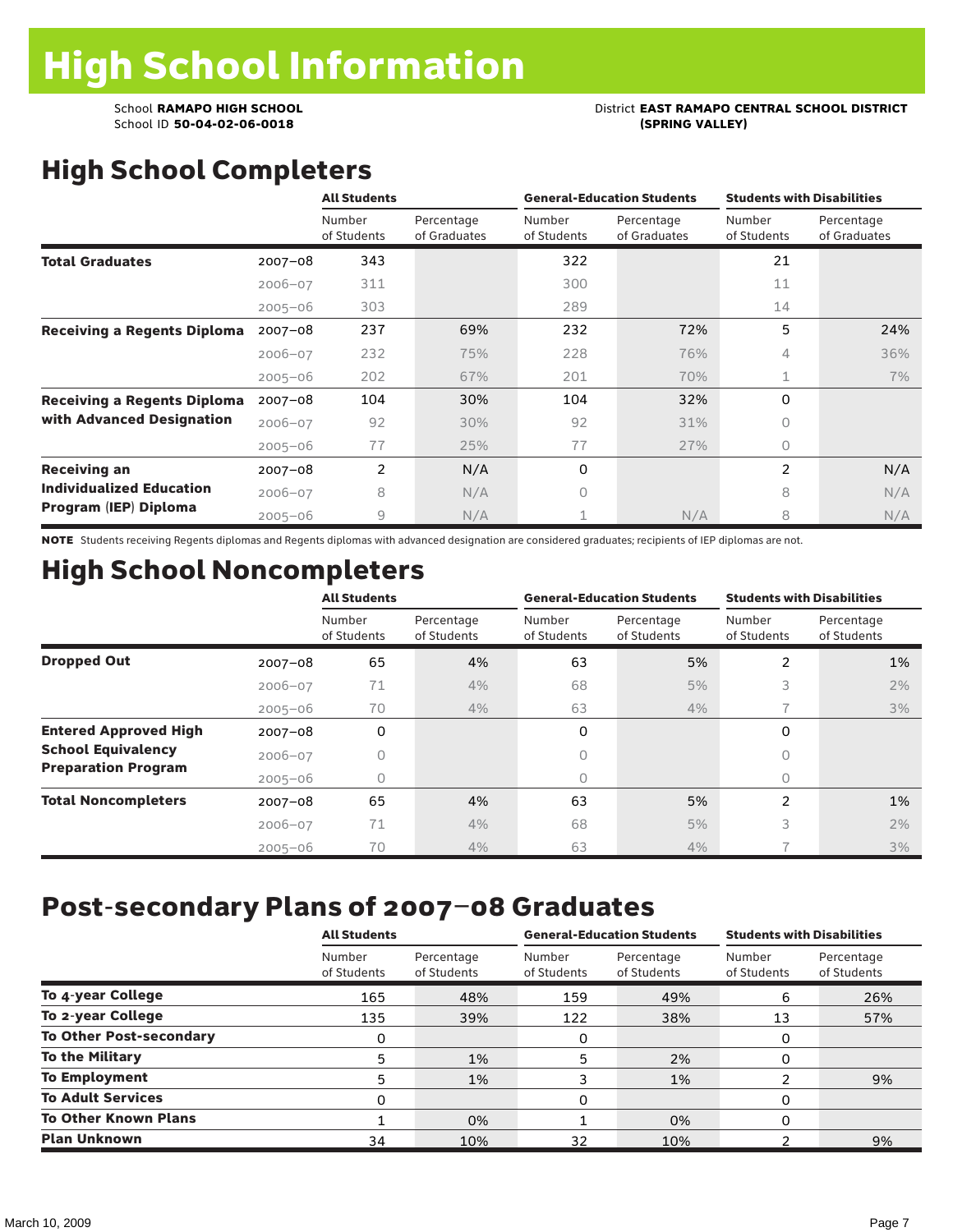# High School Information

School **RAMAPO HIGH SCHOOL**
School ID **50-04-02-06-0018**

District **EAST RAMAPO CENTRAL SCHOOL DISTRICT (SPRING VALLEY)**

## High School Completers

| | | All Students | | General-Education Students | | Students with Disabilities | |
|---|---|---|---|---|---|---|---|
| | | Number of Students | Percentage of Graduates | Number of Students | Percentage of Graduates | Number of Students | Percentage of Graduates |
| **Total Graduates** | 2007–08 | 343 | | 322 | | 21 | |
| | 2006–07 | 311 | | 300 | | 11 | |
| | 2005–06 | 303 | | 289 | | 14 | |
| **Receiving a Regents Diploma** | 2007–08 | 237 | 69% | 232 | 72% | 5 | 24% |
| | 2006–07 | 232 | 75% | 228 | 76% | 4 | 36% |
| | 2005–06 | 202 | 67% | 201 | 70% | 1 | 7% |
| **Receiving a Regents Diploma with Advanced Designation** | 2007–08 | 104 | 30% | 104 | 32% | 0 | |
| | 2006–07 | 92 | 30% | 92 | 31% | 0 | |
| | 2005–06 | 77 | 25% | 77 | 27% | 0 | |
| **Receiving an Individualized Education Program (IEP) Diploma** | 2007–08 | 2 | N/A | 0 | | 2 | N/A |
| | 2006–07 | 8 | N/A | 0 | | 8 | N/A |
| | 2005–06 | 9 | N/A | 1 | N/A | 8 | N/A |

**NOTE** Students receiving Regents diplomas and Regents diplomas with advanced designation are considered graduates; recipients of IEP diplomas are not.

## High School Noncompleters

| | | All Students | | General-Education Students | | Students with Disabilities | |
|---|---|---|---|---|---|---|---|
| | | Number of Students | Percentage of Students | Number of Students | Percentage of Students | Number of Students | Percentage of Students |
| **Dropped Out** | 2007–08 | 65 | 4% | 63 | 5% | 2 | 1% |
| | 2006–07 | 71 | 4% | 68 | 5% | 3 | 2% |
| | 2005–06 | 70 | 4% | 63 | 4% | 7 | 3% |
| **Entered Approved High School Equivalency Preparation Program** | 2007–08 | 0 | | 0 | | 0 | |
| | 2006–07 | 0 | | 0 | | 0 | |
| | 2005–06 | 0 | | 0 | | 0 | |
| **Total Noncompleters** | 2007–08 | 65 | 4% | 63 | 5% | 2 | 1% |
| | 2006–07 | 71 | 4% | 68 | 5% | 3 | 2% |
| | 2005–06 | 70 | 4% | 63 | 4% | 7 | 3% |

## Post-secondary Plans of 2007–08 Graduates

| | All Students | | General-Education Students | | Students with Disabilities | |
|---|---|---|---|---|---|---|
| | Number of Students | Percentage of Students | Number of Students | Percentage of Students | Number of Students | Percentage of Students |
| **To 4-year College** | 165 | 48% | 159 | 49% | 6 | 26% |
| **To 2-year College** | 135 | 39% | 122 | 38% | 13 | 57% |
| **To Other Post-secondary** | 0 | | 0 | | 0 | |
| **To the Military** | 5 | 1% | 5 | 2% | 0 | |
| **To Employment** | 5 | 1% | 3 | 1% | 2 | 9% |
| **To Adult Services** | 0 | | 0 | | 0 | |
| **To Other Known Plans** | 1 | 0% | 1 | 0% | 0 | |
| **Plan Unknown** | 34 | 10% | 32 | 10% | 2 | 9% |

March 10, 2009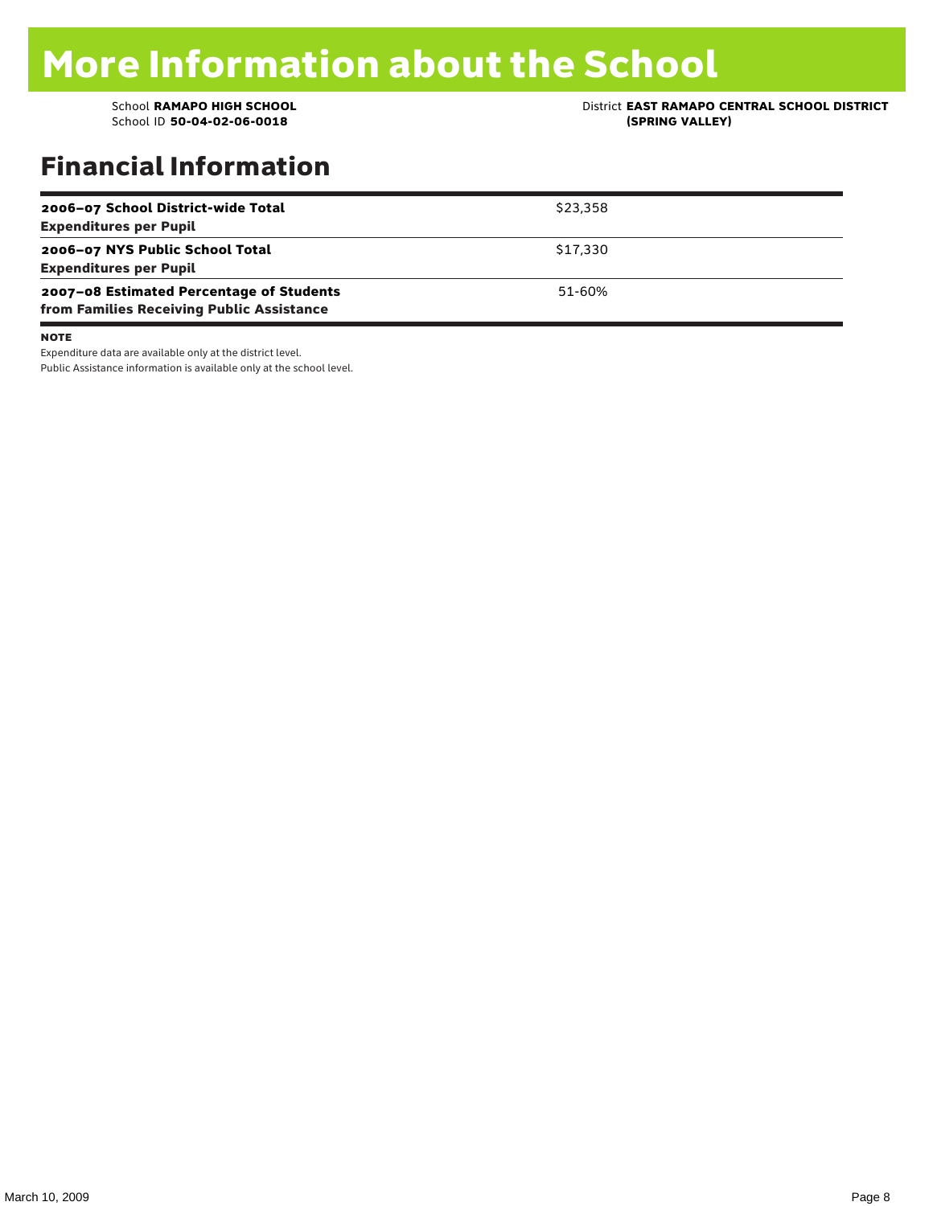# More Information about the School

School **RAMAPO HIGH SCHOOL**
School ID **50-04-02-06-0018**

District **EAST RAMAPO CENTRAL SCHOOL DISTRICT (SPRING VALLEY)**

## Financial Information

| | |
|---|---|
| **2006–07 School District-wide Total Expenditures per Pupil** | $23,358 |
| **2006–07 NYS Public School Total Expenditures per Pupil** | $17,330 |
| **2007–08 Estimated Percentage of Students from Families Receiving Public Assistance** | 51-60% |

**NOTE**

Expenditure data are available only at the district level.

Public Assistance information is available only at the school level.